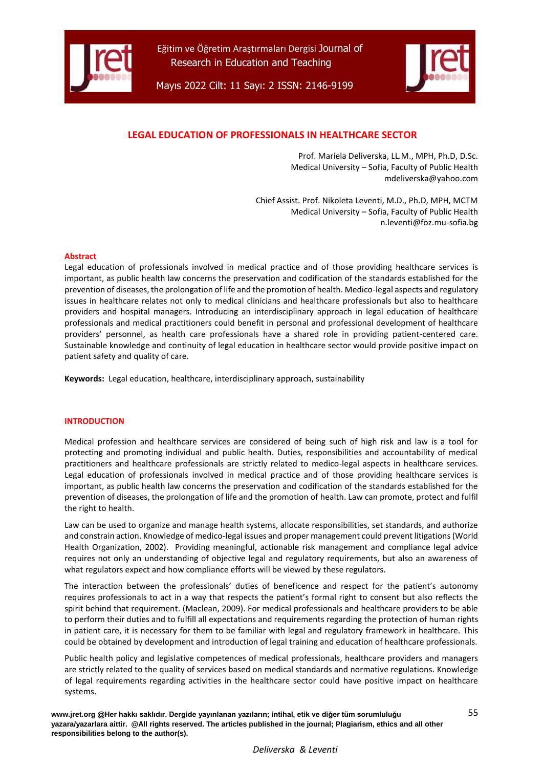# LEGAL EDUCATION OF PROFESSIONALS IN HEALTHCARE SECTOR

Prof. Mariela Deliverska, LL.M., MPH, Ph.D, D.Sc.
Medical University – Sofia, Faculty of Public Health
mdeliverska@yahoo.com

Chief Assist. Prof. Nikoleta Leventi, M.D., Ph.D, MPH, MCTM
Medical University – Sofia, Faculty of Public Health
n.leventi@foz.mu-sofia.bg

## Abstract

Legal education of professionals involved in medical practice and of those providing healthcare services is important, as public health law concerns the preservation and codification of the standards established for the prevention of diseases, the prolongation of life and the promotion of health. Medico-legal aspects and regulatory issues in healthcare relates not only to medical clinicians and healthcare professionals but also to healthcare providers and hospital managers. Introducing an interdisciplinary approach in legal education of healthcare professionals and medical practitioners could benefit in personal and professional development of healthcare providers' personnel, as health care professionals have a shared role in providing patient-centered care. Sustainable knowledge and continuity of legal education in healthcare sector would provide positive impact on patient safety and quality of care.

**Keywords:** Legal education, healthcare, interdisciplinary approach, sustainability

## INTRODUCTION

Medical profession and healthcare services are considered of being such of high risk and law is a tool for protecting and promoting individual and public health. Duties, responsibilities and accountability of medical practitioners and healthcare professionals are strictly related to medico-legal aspects in healthcare services. Legal education of professionals involved in medical practice and of those providing healthcare services is important, as public health law concerns the preservation and codification of the standards established for the prevention of diseases, the prolongation of life and the promotion of health. Law can promote, protect and fulfil the right to health.

Law can be used to organize and manage health systems, allocate responsibilities, set standards, and authorize and constrain action. Knowledge of medico-legal issues and proper management could prevent litigations (World Health Organization, 2002). Providing meaningful, actionable risk management and compliance legal advice requires not only an understanding of objective legal and regulatory requirements, but also an awareness of what regulators expect and how compliance efforts will be viewed by these regulators.

The interaction between the professionals' duties of beneficence and respect for the patient's autonomy requires professionals to act in a way that respects the patient's formal right to consent but also reflects the spirit behind that requirement. (Maclean, 2009). For medical professionals and healthcare providers to be able to perform their duties and to fulfill all expectations and requirements regarding the protection of human rights in patient care, it is necessary for them to be familiar with legal and regulatory framework in healthcare. This could be obtained by development and introduction of legal training and education of healthcare professionals.

Public health policy and legislative competences of medical professionals, healthcare providers and managers are strictly related to the quality of services based on medical standards and normative regulations. Knowledge of legal requirements regarding activities in the healthcare sector could have positive impact on healthcare systems.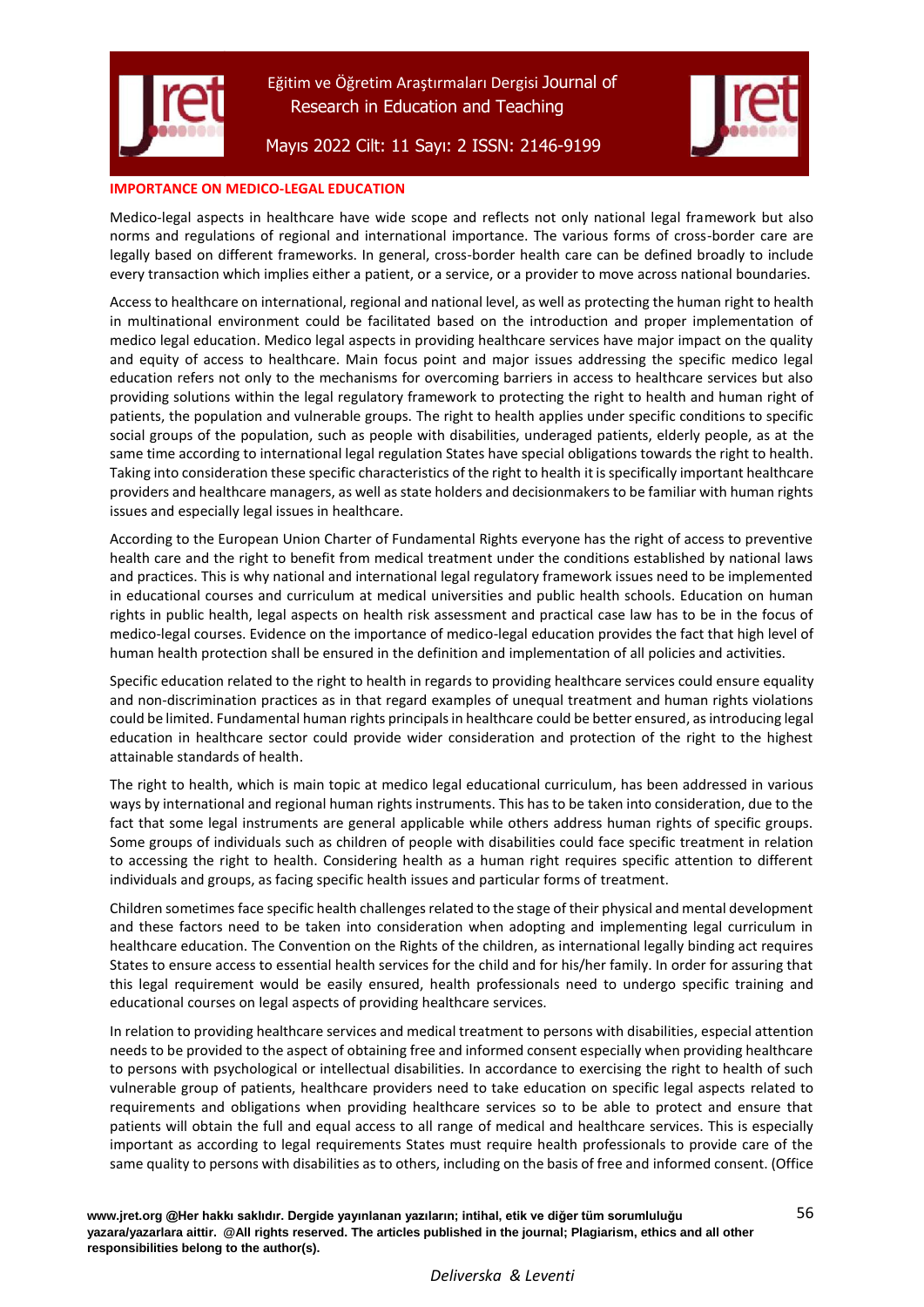## IMPORTANCE ON MEDICO-LEGAL EDUCATION

Medico-legal aspects in healthcare have wide scope and reflects not only national legal framework but also norms and regulations of regional and international importance. The various forms of cross-border care are legally based on different frameworks. In general, cross-border health care can be defined broadly to include every transaction which implies either a patient, or a service, or a provider to move across national boundaries.

Access to healthcare on international, regional and national level, as well as protecting the human right to health in multinational environment could be facilitated based on the introduction and proper implementation of medico legal education. Medico legal aspects in providing healthcare services have major impact on the quality and equity of access to healthcare. Main focus point and major issues addressing the specific medico legal education refers not only to the mechanisms for overcoming barriers in access to healthcare services but also providing solutions within the legal regulatory framework to protecting the right to health and human right of patients, the population and vulnerable groups. The right to health applies under specific conditions to specific social groups of the population, such as people with disabilities, underaged patients, elderly people, as at the same time according to international legal regulation States have special obligations towards the right to health. Taking into consideration these specific characteristics of the right to health it is specifically important healthcare providers and healthcare managers, as well as state holders and decisionmakers to be familiar with human rights issues and especially legal issues in healthcare.

According to the European Union Charter of Fundamental Rights everyone has the right of access to preventive health care and the right to benefit from medical treatment under the conditions established by national laws and practices. This is why national and international legal regulatory framework issues need to be implemented in educational courses and curriculum at medical universities and public health schools. Education on human rights in public health, legal aspects on health risk assessment and practical case law has to be in the focus of medico-legal courses. Evidence on the importance of medico-legal education provides the fact that high level of human health protection shall be ensured in the definition and implementation of all policies and activities.

Specific education related to the right to health in regards to providing healthcare services could ensure equality and non-discrimination practices as in that regard examples of unequal treatment and human rights violations could be limited. Fundamental human rights principals in healthcare could be better ensured, as introducing legal education in healthcare sector could provide wider consideration and protection of the right to the highest attainable standards of health.

The right to health, which is main topic at medico legal educational curriculum, has been addressed in various ways by international and regional human rights instruments. This has to be taken into consideration, due to the fact that some legal instruments are general applicable while others address human rights of specific groups. Some groups of individuals such as children of people with disabilities could face specific treatment in relation to accessing the right to health. Considering health as a human right requires specific attention to different individuals and groups, as facing specific health issues and particular forms of treatment.

Children sometimes face specific health challenges related to the stage of their physical and mental development and these factors need to be taken into consideration when adopting and implementing legal curriculum in healthcare education. The Convention on the Rights of the children, as international legally binding act requires States to ensure access to essential health services for the child and for his/her family. In order for assuring that this legal requirement would be easily ensured, health professionals need to undergo specific training and educational courses on legal aspects of providing healthcare services.

In relation to providing healthcare services and medical treatment to persons with disabilities, especial attention needs to be provided to the aspect of obtaining free and informed consent especially when providing healthcare to persons with psychological or intellectual disabilities. In accordance to exercising the right to health of such vulnerable group of patients, healthcare providers need to take education on specific legal aspects related to requirements and obligations when providing healthcare services so to be able to protect and ensure that patients will obtain the full and equal access to all range of medical and healthcare services. This is especially important as according to legal requirements States must require health professionals to provide care of the same quality to persons with disabilities as to others, including on the basis of free and informed consent. (Office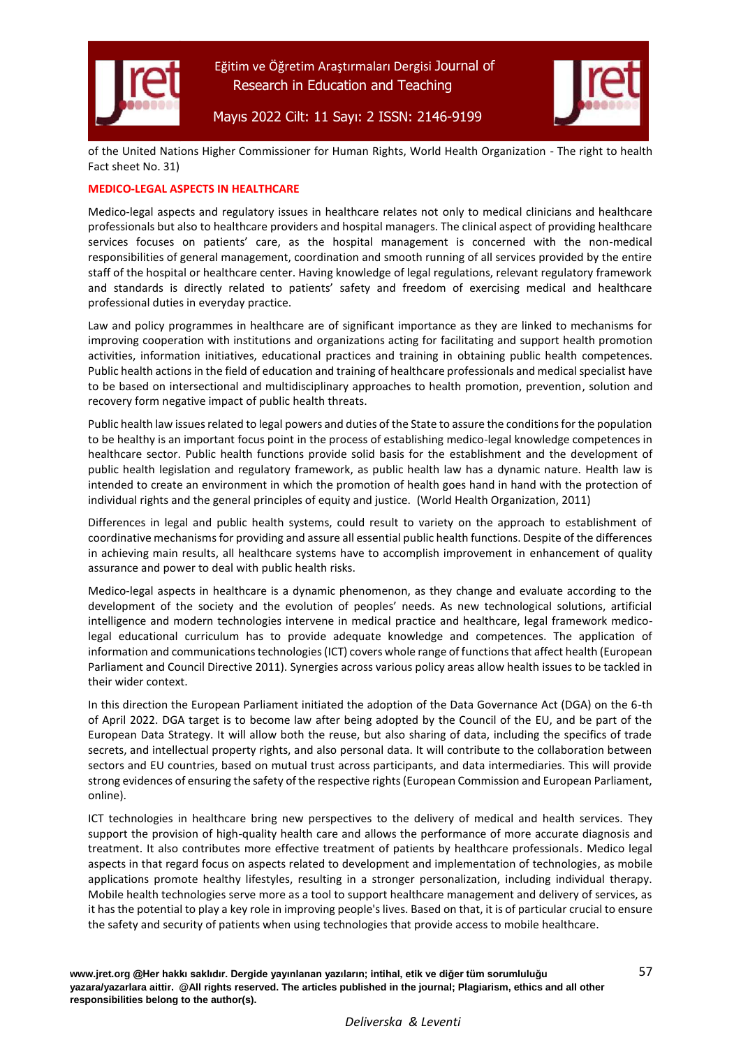of the United Nations Higher Commissioner for Human Rights, World Health Organization - The right to health Fact sheet No. 31)

## MEDICO-LEGAL ASPECTS IN HEALTHCARE

Medico-legal aspects and regulatory issues in healthcare relates not only to medical clinicians and healthcare professionals but also to healthcare providers and hospital managers. The clinical aspect of providing healthcare services focuses on patients' care, as the hospital management is concerned with the non-medical responsibilities of general management, coordination and smooth running of all services provided by the entire staff of the hospital or healthcare center. Having knowledge of legal regulations, relevant regulatory framework and standards is directly related to patients' safety and freedom of exercising medical and healthcare professional duties in everyday practice.

Law and policy programmes in healthcare are of significant importance as they are linked to mechanisms for improving cooperation with institutions and organizations acting for facilitating and support health promotion activities, information initiatives, educational practices and training in obtaining public health competences. Public health actions in the field of education and training of healthcare professionals and medical specialist have to be based on intersectional and multidisciplinary approaches to health promotion, prevention, solution and recovery form negative impact of public health threats.

Public health law issues related to legal powers and duties of the State to assure the conditions for the population to be healthy is an important focus point in the process of establishing medico-legal knowledge competences in healthcare sector. Public health functions provide solid basis for the establishment and the development of public health legislation and regulatory framework, as public health law has a dynamic nature. Health law is intended to create an environment in which the promotion of health goes hand in hand with the protection of individual rights and the general principles of equity and justice. (World Health Organization, 2011)

Differences in legal and public health systems, could result to variety on the approach to establishment of coordinative mechanisms for providing and assure all essential public health functions. Despite of the differences in achieving main results, all healthcare systems have to accomplish improvement in enhancement of quality assurance and power to deal with public health risks.

Medico-legal aspects in healthcare is a dynamic phenomenon, as they change and evaluate according to the development of the society and the evolution of peoples' needs. As new technological solutions, artificial intelligence and modern technologies intervene in medical practice and healthcare, legal framework medico-legal educational curriculum has to provide adequate knowledge and competences. The application of information and communications technologies (ICT) covers whole range of functions that affect health (European Parliament and Council Directive 2011). Synergies across various policy areas allow health issues to be tackled in their wider context.

In this direction the European Parliament initiated the adoption of the Data Governance Act (DGA) on the 6-th of April 2022. DGA target is to become law after being adopted by the Council of the EU, and be part of the European Data Strategy. It will allow both the reuse, but also sharing of data, including the specifics of trade secrets, and intellectual property rights, and also personal data. It will contribute to the collaboration between sectors and EU countries, based on mutual trust across participants, and data intermediaries. This will provide strong evidences of ensuring the safety of the respective rights (European Commission and European Parliament, online).

ICT technologies in healthcare bring new perspectives to the delivery of medical and health services. They support the provision of high-quality health care and allows the performance of more accurate diagnosis and treatment. It also contributes more effective treatment of patients by healthcare professionals. Medico legal aspects in that regard focus on aspects related to development and implementation of technologies, as mobile applications promote healthy lifestyles, resulting in a stronger personalization, including individual therapy. Mobile health technologies serve more as a tool to support healthcare management and delivery of services, as it has the potential to play a key role in improving people's lives. Based on that, it is of particular crucial to ensure the safety and security of patients when using technologies that provide access to mobile healthcare.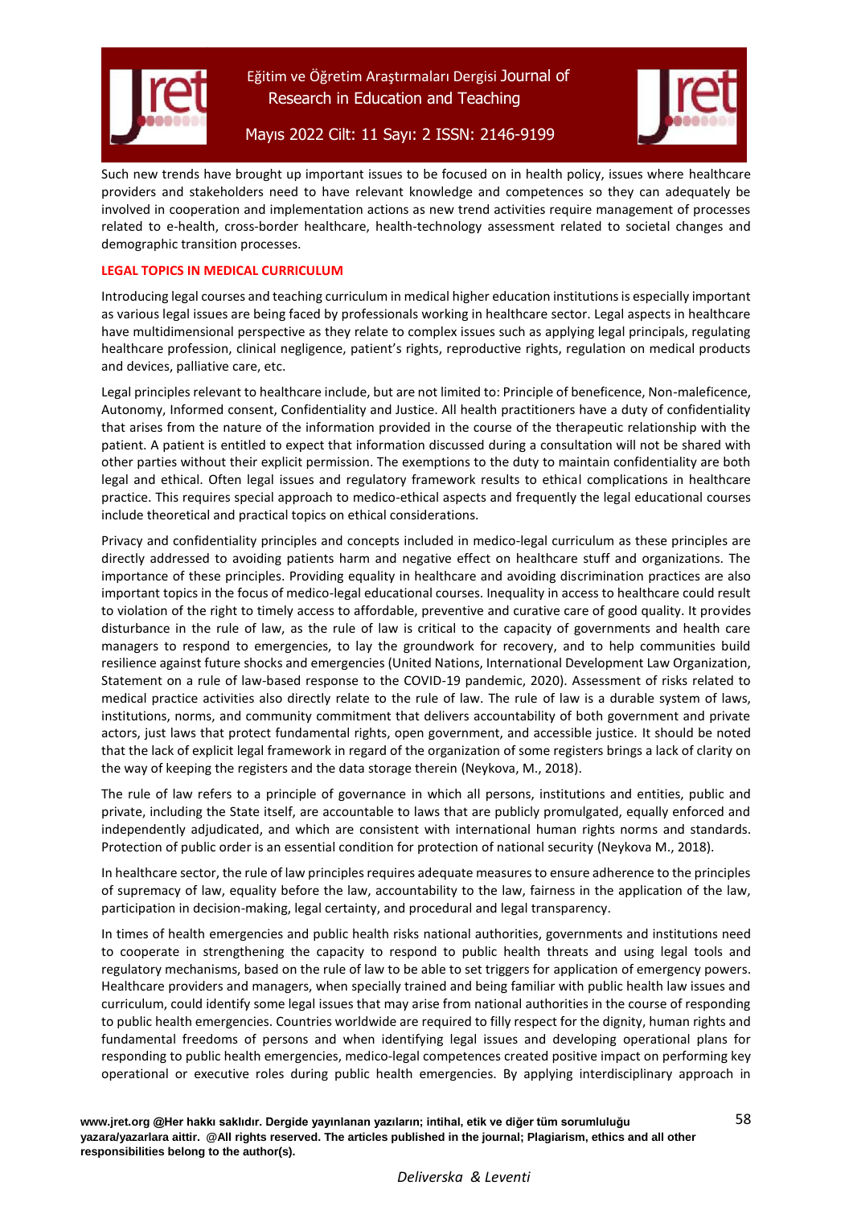Such new trends have brought up important issues to be focused on in health policy, issues where healthcare providers and stakeholders need to have relevant knowledge and competences so they can adequately be involved in cooperation and implementation actions as new trend activities require management of processes related to e-health, cross-border healthcare, health-technology assessment related to societal changes and demographic transition processes.

## LEGAL TOPICS IN MEDICAL CURRICULUM

Introducing legal courses and teaching curriculum in medical higher education institutions is especially important as various legal issues are being faced by professionals working in healthcare sector. Legal aspects in healthcare have multidimensional perspective as they relate to complex issues such as applying legal principals, regulating healthcare profession, clinical negligence, patient's rights, reproductive rights, regulation on medical products and devices, palliative care, etc.

Legal principles relevant to healthcare include, but are not limited to: Principle of beneficence, Non-maleficence, Autonomy, Informed consent, Confidentiality and Justice. All health practitioners have a duty of confidentiality that arises from the nature of the information provided in the course of the therapeutic relationship with the patient. A patient is entitled to expect that information discussed during a consultation will not be shared with other parties without their explicit permission. The exemptions to the duty to maintain confidentiality are both legal and ethical. Often legal issues and regulatory framework results to ethical complications in healthcare practice. This requires special approach to medico-ethical aspects and frequently the legal educational courses include theoretical and practical topics on ethical considerations.

Privacy and confidentiality principles and concepts included in medico-legal curriculum as these principles are directly addressed to avoiding patients harm and negative effect on healthcare stuff and organizations. The importance of these principles. Providing equality in healthcare and avoiding discrimination practices are also important topics in the focus of medico-legal educational courses. Inequality in access to healthcare could result to violation of the right to timely access to affordable, preventive and curative care of good quality. It provides disturbance in the rule of law, as the rule of law is critical to the capacity of governments and health care managers to respond to emergencies, to lay the groundwork for recovery, and to help communities build resilience against future shocks and emergencies (United Nations, International Development Law Organization, Statement on a rule of law-based response to the COVID-19 pandemic, 2020). Assessment of risks related to medical practice activities also directly relate to the rule of law. The rule of law is a durable system of laws, institutions, norms, and community commitment that delivers accountability of both government and private actors, just laws that protect fundamental rights, open government, and accessible justice. It should be noted that the lack of explicit legal framework in regard of the organization of some registers brings a lack of clarity on the way of keeping the registers and the data storage therein (Neykova, M., 2018).

The rule of law refers to a principle of governance in which all persons, institutions and entities, public and private, including the State itself, are accountable to laws that are publicly promulgated, equally enforced and independently adjudicated, and which are consistent with international human rights norms and standards. Protection of public order is an essential condition for protection of national security (Neykova M., 2018).

In healthcare sector, the rule of law principles requires adequate measures to ensure adherence to the principles of supremacy of law, equality before the law, accountability to the law, fairness in the application of the law, participation in decision-making, legal certainty, and procedural and legal transparency.

In times of health emergencies and public health risks national authorities, governments and institutions need to cooperate in strengthening the capacity to respond to public health threats and using legal tools and regulatory mechanisms, based on the rule of law to be able to set triggers for application of emergency powers. Healthcare providers and managers, when specially trained and being familiar with public health law issues and curriculum, could identify some legal issues that may arise from national authorities in the course of responding to public health emergencies. Countries worldwide are required to filly respect for the dignity, human rights and fundamental freedoms of persons and when identifying legal issues and developing operational plans for responding to public health emergencies, medico-legal competences created positive impact on performing key operational or executive roles during public health emergencies. By applying interdisciplinary approach in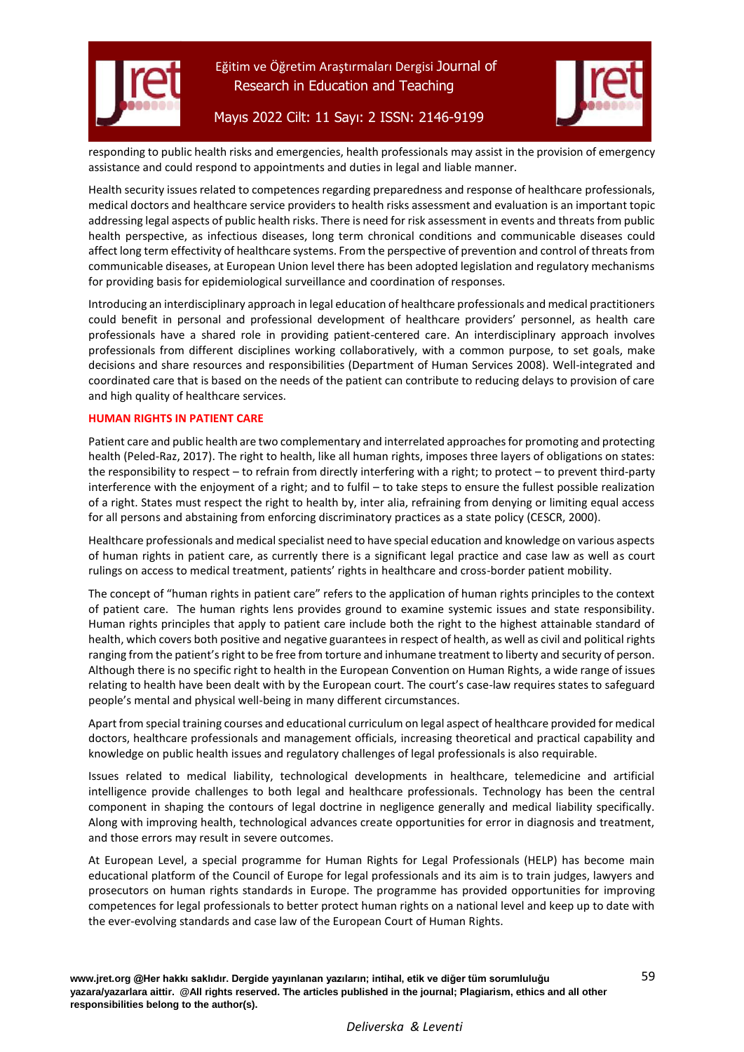responding to public health risks and emergencies, health professionals may assist in the provision of emergency assistance and could respond to appointments and duties in legal and liable manner.

Health security issues related to competences regarding preparedness and response of healthcare professionals, medical doctors and healthcare service providers to health risks assessment and evaluation is an important topic addressing legal aspects of public health risks. There is need for risk assessment in events and threats from public health perspective, as infectious diseases, long term chronical conditions and communicable diseases could affect long term effectivity of healthcare systems. From the perspective of prevention and control of threats from communicable diseases, at European Union level there has been adopted legislation and regulatory mechanisms for providing basis for epidemiological surveillance and coordination of responses.

Introducing an interdisciplinary approach in legal education of healthcare professionals and medical practitioners could benefit in personal and professional development of healthcare providers' personnel, as health care professionals have a shared role in providing patient-centered care. An interdisciplinary approach involves professionals from different disciplines working collaboratively, with a common purpose, to set goals, make decisions and share resources and responsibilities (Department of Human Services 2008). Well-integrated and coordinated care that is based on the needs of the patient can contribute to reducing delays to provision of care and high quality of healthcare services.

## HUMAN RIGHTS IN PATIENT CARE

Patient care and public health are two complementary and interrelated approaches for promoting and protecting health (Peled-Raz, 2017). The right to health, like all human rights, imposes three layers of obligations on states: the responsibility to respect – to refrain from directly interfering with a right; to protect – to prevent third-party interference with the enjoyment of a right; and to fulfil – to take steps to ensure the fullest possible realization of a right. States must respect the right to health by, inter alia, refraining from denying or limiting equal access for all persons and abstaining from enforcing discriminatory practices as a state policy (CESCR, 2000).

Healthcare professionals and medical specialist need to have special education and knowledge on various aspects of human rights in patient care, as currently there is a significant legal practice and case law as well as court rulings on access to medical treatment, patients' rights in healthcare and cross-border patient mobility.

The concept of "human rights in patient care" refers to the application of human rights principles to the context of patient care. The human rights lens provides ground to examine systemic issues and state responsibility. Human rights principles that apply to patient care include both the right to the highest attainable standard of health, which covers both positive and negative guarantees in respect of health, as well as civil and political rights ranging from the patient's right to be free from torture and inhumane treatment to liberty and security of person. Although there is no specific right to health in the European Convention on Human Rights, a wide range of issues relating to health have been dealt with by the European court. The court's case-law requires states to safeguard people's mental and physical well-being in many different circumstances.

Apart from special training courses and educational curriculum on legal aspect of healthcare provided for medical doctors, healthcare professionals and management officials, increasing theoretical and practical capability and knowledge on public health issues and regulatory challenges of legal professionals is also requirable.

Issues related to medical liability, technological developments in healthcare, telemedicine and artificial intelligence provide challenges to both legal and healthcare professionals. Technology has been the central component in shaping the contours of legal doctrine in negligence generally and medical liability specifically. Along with improving health, technological advances create opportunities for error in diagnosis and treatment, and those errors may result in severe outcomes.

At European Level, a special programme for Human Rights for Legal Professionals (HELP) has become main educational platform of the Council of Europe for legal professionals and its aim is to train judges, lawyers and prosecutors on human rights standards in Europe. The programme has provided opportunities for improving competences for legal professionals to better protect human rights on a national level and keep up to date with the ever-evolving standards and case law of the European Court of Human Rights.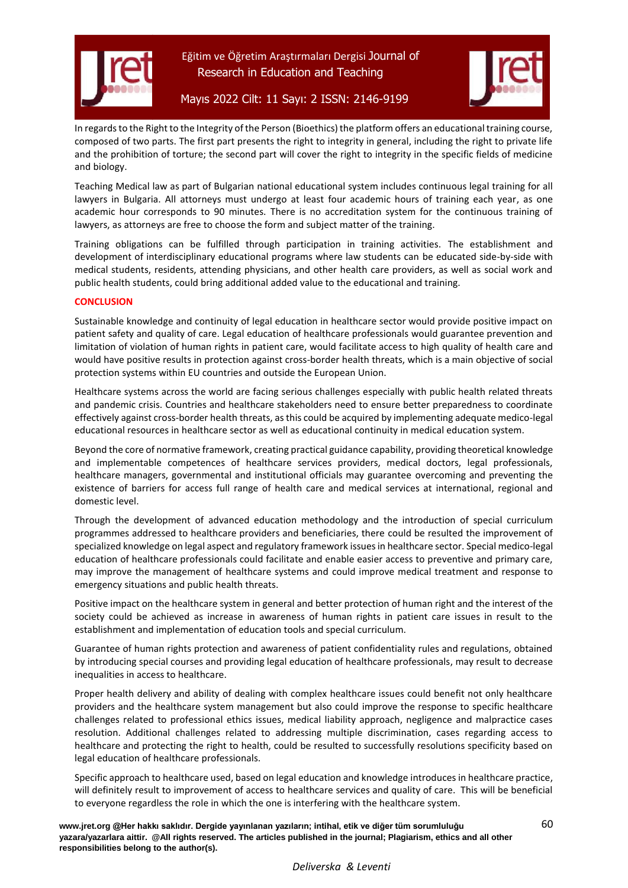In regards to the Right to the Integrity of the Person (Bioethics) the platform offers an educational training course, composed of two parts. The first part presents the right to integrity in general, including the right to private life and the prohibition of torture; the second part will cover the right to integrity in the specific fields of medicine and biology.

Teaching Medical law as part of Bulgarian national educational system includes continuous legal training for all lawyers in Bulgaria. All attorneys must undergo at least four academic hours of training each year, as one academic hour corresponds to 90 minutes. There is no accreditation system for the continuous training of lawyers, as attorneys are free to choose the form and subject matter of the training.

Training obligations can be fulfilled through participation in training activities. The establishment and development of interdisciplinary educational programs where law students can be educated side-by-side with medical students, residents, attending physicians, and other health care providers, as well as social work and public health students, could bring additional added value to the educational and training.

## CONCLUSION

Sustainable knowledge and continuity of legal education in healthcare sector would provide positive impact on patient safety and quality of care. Legal education of healthcare professionals would guarantee prevention and limitation of violation of human rights in patient care, would facilitate access to high quality of health care and would have positive results in protection against cross-border health threats, which is a main objective of social protection systems within EU countries and outside the European Union.

Healthcare systems across the world are facing serious challenges especially with public health related threats and pandemic crisis. Countries and healthcare stakeholders need to ensure better preparedness to coordinate effectively against cross-border health threats, as this could be acquired by implementing adequate medico-legal educational resources in healthcare sector as well as educational continuity in medical education system.

Beyond the core of normative framework, creating practical guidance capability, providing theoretical knowledge and implementable competences of healthcare services providers, medical doctors, legal professionals, healthcare managers, governmental and institutional officials may guarantee overcoming and preventing the existence of barriers for access full range of health care and medical services at international, regional and domestic level.

Through the development of advanced education methodology and the introduction of special curriculum programmes addressed to healthcare providers and beneficiaries, there could be resulted the improvement of specialized knowledge on legal aspect and regulatory framework issues in healthcare sector. Special medico-legal education of healthcare professionals could facilitate and enable easier access to preventive and primary care, may improve the management of healthcare systems and could improve medical treatment and response to emergency situations and public health threats.

Positive impact on the healthcare system in general and better protection of human right and the interest of the society could be achieved as increase in awareness of human rights in patient care issues in result to the establishment and implementation of education tools and special curriculum.

Guarantee of human rights protection and awareness of patient confidentiality rules and regulations, obtained by introducing special courses and providing legal education of healthcare professionals, may result to decrease inequalities in access to healthcare.

Proper health delivery and ability of dealing with complex healthcare issues could benefit not only healthcare providers and the healthcare system management but also could improve the response to specific healthcare challenges related to professional ethics issues, medical liability approach, negligence and malpractice cases resolution. Additional challenges related to addressing multiple discrimination, cases regarding access to healthcare and protecting the right to health, could be resulted to successfully resolutions specificity based on legal education of healthcare professionals.

Specific approach to healthcare used, based on legal education and knowledge introduces in healthcare practice, will definitely result to improvement of access to healthcare services and quality of care. This will be beneficial to everyone regardless the role in which the one is interfering with the healthcare system.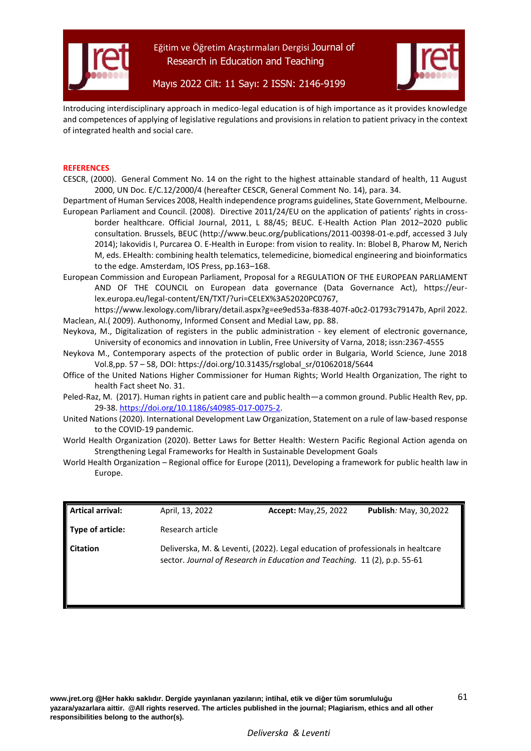Introducing interdisciplinary approach in medico-legal education is of high importance as it provides knowledge and competences of applying of legislative regulations and provisions in relation to patient privacy in the context of integrated health and social care.

## REFERENCES

CESCR, (2000). General Comment No. 14 on the right to the highest attainable standard of health, 11 August 2000, UN Doc. E/C.12/2000/4 (hereafter CESCR, General Comment No. 14), para. 34.

Department of Human Services 2008, Health independence programs guidelines, State Government, Melbourne.

European Parliament and Council. (2008). Directive 2011/24/EU on the application of patients' rights in cross-border healthcare. Official Journal, 2011, L 88/45; BEUC. E-Health Action Plan 2012–2020 public consultation. Brussels, BEUC (http://www.beuc.org/publications/2011-00398-01-e.pdf, accessed 3 July 2014); Iakovidis I, Purcarea O. E-Health in Europe: from vision to reality. In: Blobel B, Pharow M, Nerich M, eds. EHealth: combining health telematics, telemedicine, biomedical engineering and bioinformatics to the edge. Amsterdam, IOS Press, pp.163–168.

European Commission and European Parliament, Proposal for a REGULATION OF THE EUROPEAN PARLIAMENT AND OF THE COUNCIL on European data governance (Data Governance Act), https://eur-lex.europa.eu/legal-content/EN/TXT/?uri=CELEX%3A52020PC0767, https://www.lexology.com/library/detail.aspx?g=ee9ed53a-f838-407f-a0c2-01793c79147b, April 2022.

Maclean, Al.( 2009). Authonomy, Informed Consent and Medial Law, pp. 88.

Neykova, M., Digitalization of registers in the public administration - key element of electronic governance, University of economics and innovation in Lublin, Free University of Varna, 2018; issn:2367-4555

Neykova M., Contemporary aspects of the protection of public order in Bulgaria, World Science, June 2018 Vol.8,pp. 57 – 58, DOI: https://doi.org/10.31435/rsglobal_sr/01062018/5644

Office of the United Nations Higher Commissioner for Human Rights; World Health Organization, The right to health Fact sheet No. 31.

Peled-Raz, M. (2017). Human rights in patient care and public health—a common ground. Public Health Rev, pp. 29-38. https://doi.org/10.1186/s40985-017-0075-2.

United Nations (2020). International Development Law Organization, Statement on a rule of law-based response to the COVID-19 pandemic.

World Health Organization (2020). Better Laws for Better Health: Western Pacific Regional Action agenda on Strengthening Legal Frameworks for Health in Sustainable Development Goals

World Health Organization – Regional office for Europe (2011), Developing a framework for public health law in Europe.

| | | | |
|---|---|---|---|
| **Artical arrival:** | April, 13, 2022 | **Accept:** May,25, 2022 | **Publish**: May, 30,2022 |
| **Type of article:** | Research article | | |
| **Citation** | Deliverska, M. & Leventi, (2022). Legal education of professionals in healtcare sector. *Journal of Research in Education and Teaching.* 11 (2), p.p. 55-61 | | |

www.jret.org @Her hakkı saklıdır. Dergide yayınlanan yazıların; intihal, etik ve diğer tüm sorumluluğu yazara/yazarlara aittir. @All rights reserved. The articles published in the journal; Plagiarism, ethics and all other responsibilities belong to the author(s).